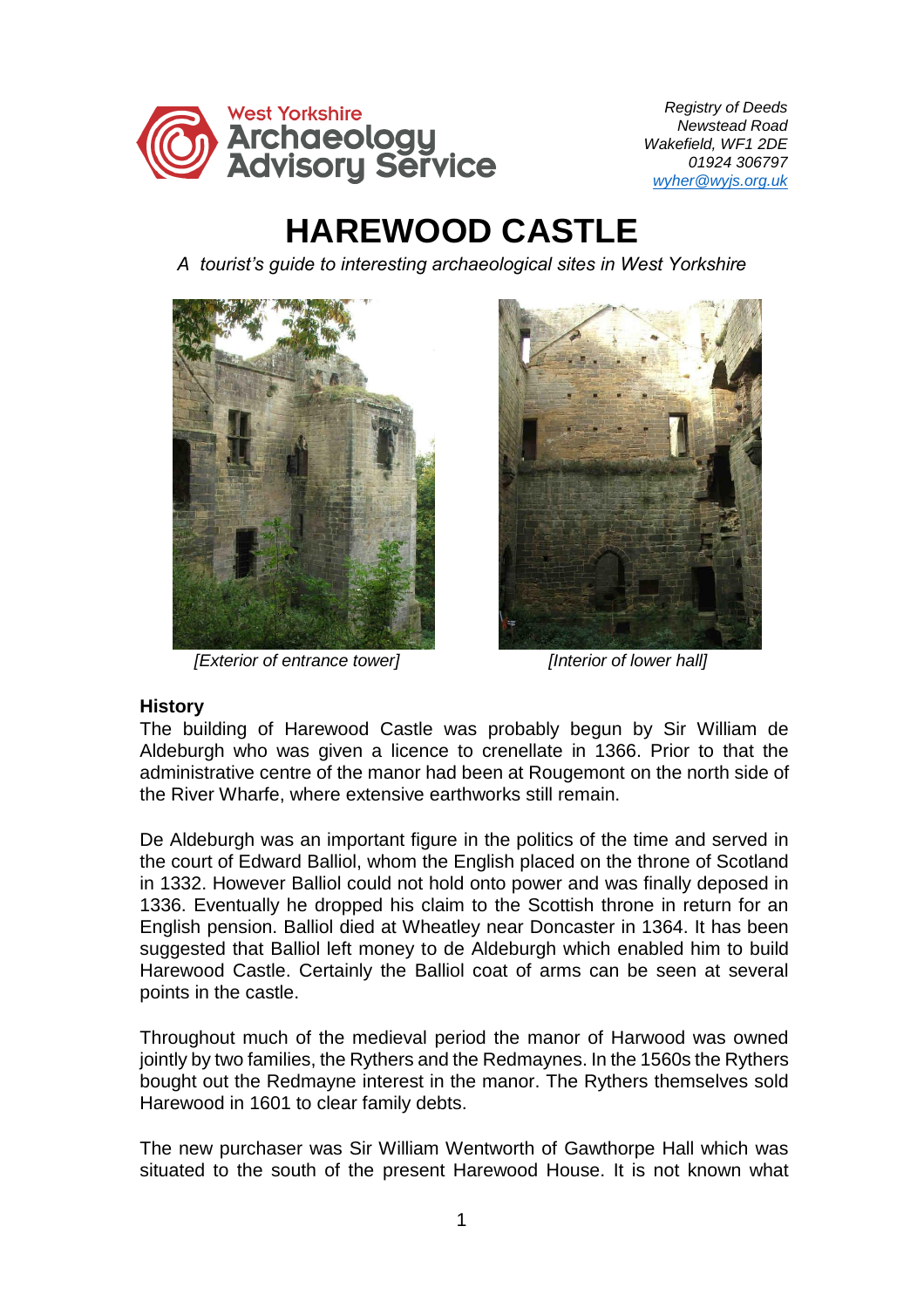Registry of Deeds
Newstead Road
Wakefield, WF1 2DE
01924 306797
wyher@wyjs.org.uk

# HAREWOOD CASTLE

*A tourist's guide to interesting archaeological sites in West Yorkshire*

*[Exterior of entrance tower]*

*[Interior of lower hall]*

**History**

The building of Harewood Castle was probably begun by Sir William de Aldeburgh who was given a licence to crenellate in 1366. Prior to that the administrative centre of the manor had been at Rougemont on the north side of the River Wharfe, where extensive earthworks still remain.

De Aldeburgh was an important figure in the politics of the time and served in the court of Edward Balliol, whom the English placed on the throne of Scotland in 1332. However Balliol could not hold onto power and was finally deposed in 1336. Eventually he dropped his claim to the Scottish throne in return for an English pension. Balliol died at Wheatley near Doncaster in 1364. It has been suggested that Balliol left money to de Aldeburgh which enabled him to build Harewood Castle. Certainly the Balliol coat of arms can be seen at several points in the castle.

Throughout much of the medieval period the manor of Harwood was owned jointly by two families, the Ryther and the Redmaynes. In the 1560s the Ryther bought out the Redmayne interest in the manor. The Ryther themselves sold Harewood in 1601 to clear family debts.

The new purchaser was Sir William Wentworth of Gawthorpe Hall which was situated to the south of the present Harewood House. It is not known what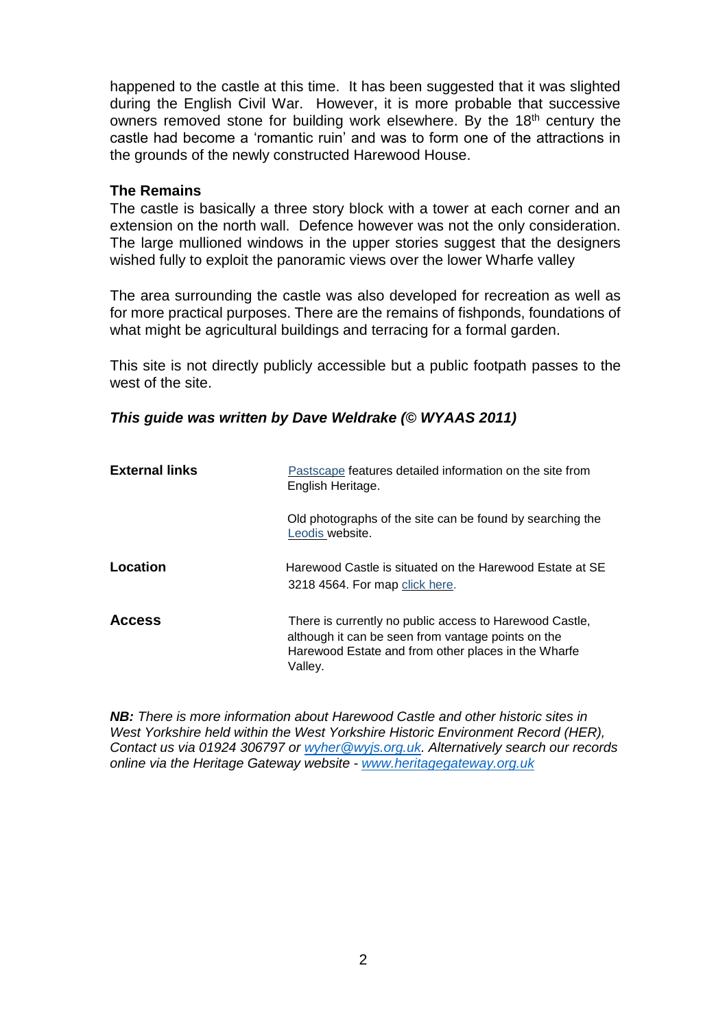happened to the castle at this time. It has been suggested that it was slighted during the English Civil War. However, it is more probable that successive owners removed stone for building work elsewhere. By the 18th century the castle had become a ‘romantic ruin’ and was to form one of the attractions in the grounds of the newly constructed Harewood House.

**The Remains**

The castle is basically a three story block with a tower at each corner and an extension on the north wall. Defence however was not the only consideration. The large mullioned windows in the upper stories suggest that the designers wished fully to exploit the panoramic views over the lower Wharfe valley

The area surrounding the castle was also developed for recreation as well as for more practical purposes. There are the remains of fishponds, foundations of what might be agricultural buildings and terracing for a formal garden.

This site is not directly publicly accessible but a public footpath passes to the west of the site.

***This guide was written by Dave Weldrake (© WYAAS 2011)***

| | |
|---|---|
| **External links** | Pastscape features detailed information on the site from English Heritage.<br><br>Old photographs of the site can be found by searching the Leodis website. |
| **Location** | Harewood Castle is situated on the Harewood Estate at SE 3218 4564. For map click here. |
| **Access** | There is currently no public access to Harewood Castle, although it can be seen from vantage points on the Harewood Estate and from other places in the Wharfe Valley. |

***NB:*** *There is more information about Harewood Castle and other historic sites in West Yorkshire held within the West Yorkshire Historic Environment Record (HER), Contact us via 01924 306797 or wyher@wyjs.org.uk. Alternatively search our records online via the Heritage Gateway website - www.heritagegateway.org.uk*